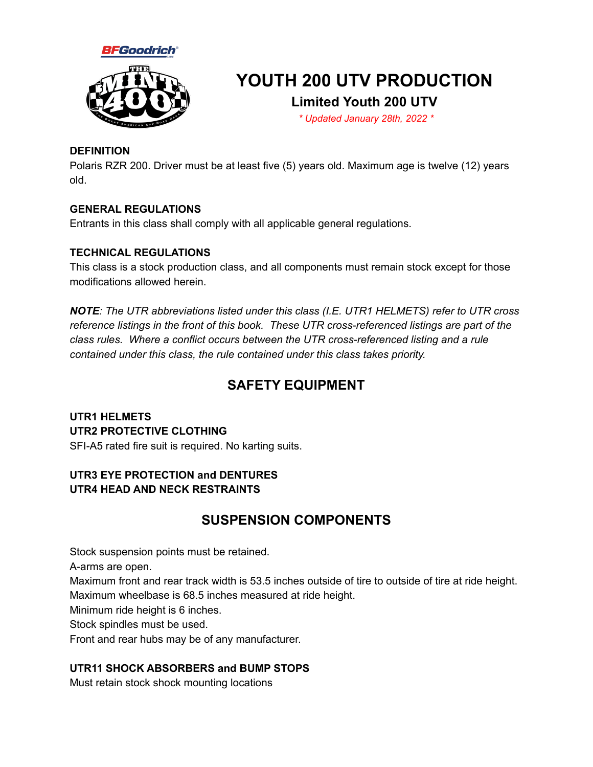# YOUTH 200 UTV PRODUCTION

## Limited Youth 200 UTV

*\* Updated January 28th, 2022 \**

**DEFINITION**

Polaris RZR 200. Driver must be at least five (5) years old. Maximum age is twelve (12) years old.

**GENERAL REGULATIONS**

Entrants in this class shall comply with all applicable general regulations.

**TECHNICAL REGULATIONS**

This class is a stock production class, and all components must remain stock except for those modifications allowed herein.

***NOTE**: The UTR abbreviations listed under this class (I.E. UTR1 HELMETS) refer to UTR cross reference listings in the front of this book. These UTR cross-referenced listings are part of the class rules. Where a conflict occurs between the UTR cross-referenced listing and a rule contained under this class, the rule contained under this class takes priority.*

## SAFETY EQUIPMENT

**UTR1 HELMETS**

**UTR2 PROTECTIVE CLOTHING**

SFI-A5 rated fire suit is required. No karting suits.

**UTR3 EYE PROTECTION and DENTURES**

**UTR4 HEAD AND NECK RESTRAINTS**

## SUSPENSION COMPONENTS

Stock suspension points must be retained.
A-arms are open.
Maximum front and rear track width is 53.5 inches outside of tire to outside of tire at ride height.
Maximum wheelbase is 68.5 inches measured at ride height.
Minimum ride height is 6 inches.
Stock spindles must be used.
Front and rear hubs may be of any manufacturer.

**UTR11 SHOCK ABSORBERS and BUMP STOPS**

Must retain stock shock mounting locations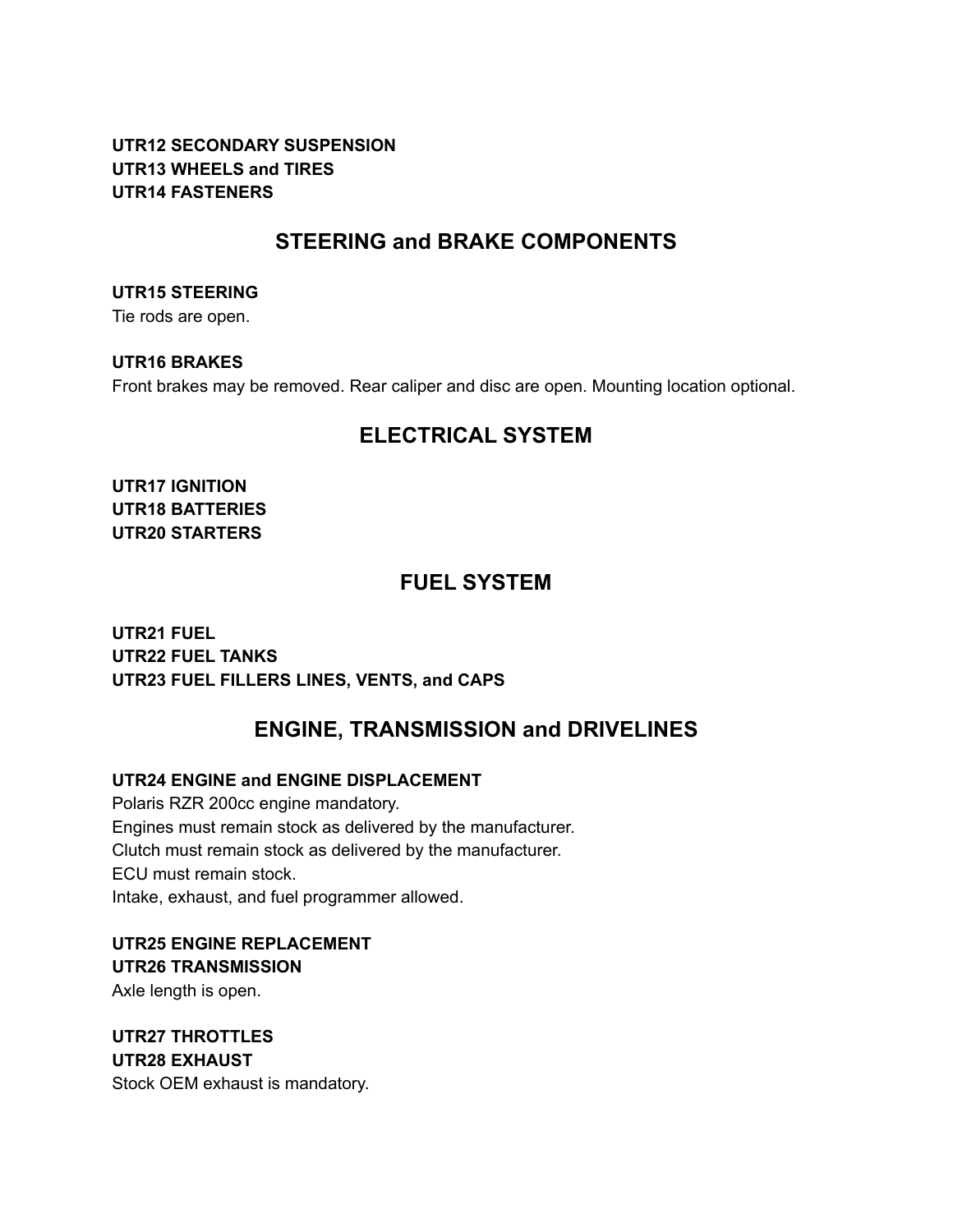**UTR12 SECONDARY SUSPENSION**
**UTR13 WHEELS and TIRES**
**UTR14 FASTENERS**

## STEERING and BRAKE COMPONENTS

**UTR15 STEERING**
Tie rods are open.

**UTR16 BRAKES**
Front brakes may be removed. Rear caliper and disc are open. Mounting location optional.

## ELECTRICAL SYSTEM

**UTR17 IGNITION**
**UTR18 BATTERIES**
**UTR20 STARTERS**

## FUEL SYSTEM

**UTR21 FUEL**
**UTR22 FUEL TANKS**
**UTR23 FUEL FILLERS LINES, VENTS, and CAPS**

## ENGINE, TRANSMISSION and DRIVELINES

**UTR24 ENGINE and ENGINE DISPLACEMENT**
Polaris RZR 200cc engine mandatory.
Engines must remain stock as delivered by the manufacturer.
Clutch must remain stock as delivered by the manufacturer.
ECU must remain stock.
Intake, exhaust, and fuel programmer allowed.

**UTR25 ENGINE REPLACEMENT**
**UTR26 TRANSMISSION**
Axle length is open.

**UTR27 THROTTLES**
**UTR28 EXHAUST**
Stock OEM exhaust is mandatory.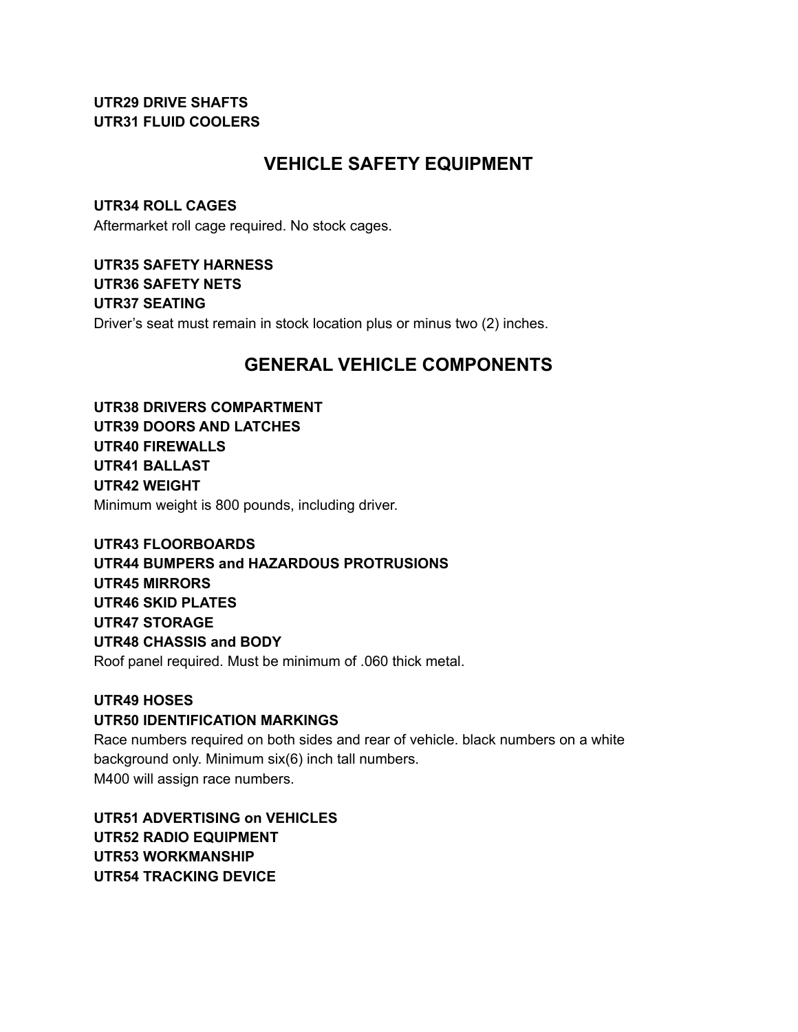**UTR29 DRIVE SHAFTS**
**UTR31 FLUID COOLERS**

## VEHICLE SAFETY EQUIPMENT

**UTR34 ROLL CAGES**
Aftermarket roll cage required. No stock cages.

**UTR35 SAFETY HARNESS**
**UTR36 SAFETY NETS**
**UTR37 SEATING**
Driver's seat must remain in stock location plus or minus two (2) inches.

## GENERAL VEHICLE COMPONENTS

**UTR38 DRIVERS COMPARTMENT**
**UTR39 DOORS AND LATCHES**
**UTR40 FIREWALLS**
**UTR41 BALLAST**
**UTR42 WEIGHT**
Minimum weight is 800 pounds, including driver.

**UTR43 FLOORBOARDS**
**UTR44 BUMPERS and HAZARDOUS PROTRUSIONS**
**UTR45 MIRRORS**
**UTR46 SKID PLATES**
**UTR47 STORAGE**
**UTR48 CHASSIS and BODY**
Roof panel required. Must be minimum of .060 thick metal.

**UTR49 HOSES**
**UTR50 IDENTIFICATION MARKINGS**
Race numbers required on both sides and rear of vehicle. black numbers on a white background only. Minimum six(6) inch tall numbers.
M400 will assign race numbers.

**UTR51 ADVERTISING on VEHICLES**
**UTR52 RADIO EQUIPMENT**
**UTR53 WORKMANSHIP**
**UTR54 TRACKING DEVICE**